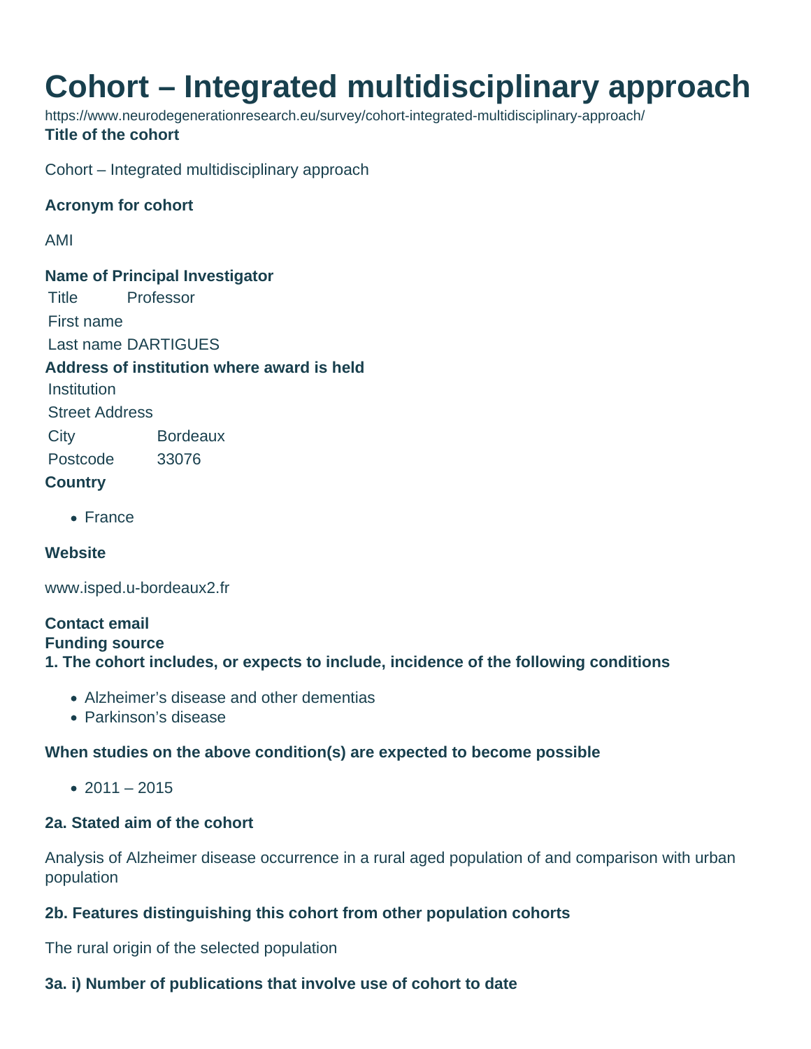# Cohort – Integrated multidisciplinary approach

https://www.neurodegenerationresearch.eu/survey/cohort-integrated-multidisciplinary-approach/

**Title of the cohort**

Cohort – Integrated multidisciplinary approach

**Acronym for cohort**

AMI

**Name of Principal Investigator**

| | |
|---|---|
| Title | Professor |
| First name | |
| Last name | DARTIGUES |

**Address of institution where award is held**

| | |
|---|---|
| Institution | |
| Street Address | |
| City | Bordeaux |
| Postcode | 33076 |

**Country**

- France

**Website**

www.isped.u-bordeaux2.fr

**Contact email**

**Funding source**

**1. The cohort includes, or expects to include, incidence of the following conditions**

- Alzheimer's disease and other dementias
- Parkinson's disease

**When studies on the above condition(s) are expected to become possible**

- 2011 – 2015

**2a. Stated aim of the cohort**

Analysis of Alzheimer disease occurrence in a rural aged population of and comparison with urban population

**2b. Features distinguishing this cohort from other population cohorts**

The rural origin of the selected population

**3a. i) Number of publications that involve use of cohort to date**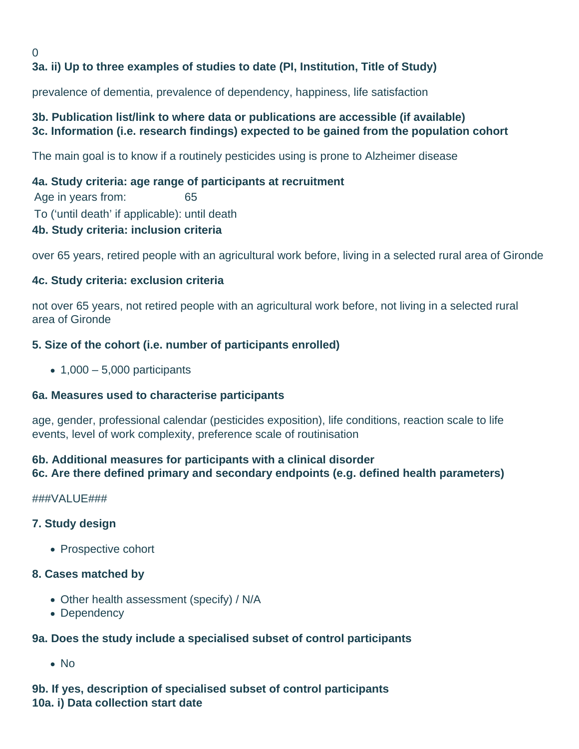0

**3a. ii) Up to three examples of studies to date (PI, Institution, Title of Study)**

prevalence of dementia, prevalence of dependency, happiness, life satisfaction

**3b. Publication list/link to where data or publications are accessible (if available)**

**3c. Information (i.e. research findings) expected to be gained from the population cohort**

The main goal is to know if a routinely pesticides using is prone to Alzheimer disease

**4a. Study criteria: age range of participants at recruitment**

Age in years from: 65

To ('until death' if applicable): until death

**4b. Study criteria: inclusion criteria**

over 65 years, retired people with an agricultural work before, living in a selected rural area of Gironde

**4c. Study criteria: exclusion criteria**

not over 65 years, not retired people with an agricultural work before, not living in a selected rural area of Gironde

**5. Size of the cohort (i.e. number of participants enrolled)**

- 1,000 – 5,000 participants

**6a. Measures used to characterise participants**

age, gender, professional calendar (pesticides exposition), life conditions, reaction scale to life events, level of work complexity, preference scale of routinisation

**6b. Additional measures for participants with a clinical disorder**

**6c. Are there defined primary and secondary endpoints (e.g. defined health parameters)**

###VALUE###

**7. Study design**

- Prospective cohort

**8. Cases matched by**

- Other health assessment (specify) / N/A
- Dependency

**9a. Does the study include a specialised subset of control participants**

- No

**9b. If yes, description of specialised subset of control participants**

**10a. i) Data collection start date**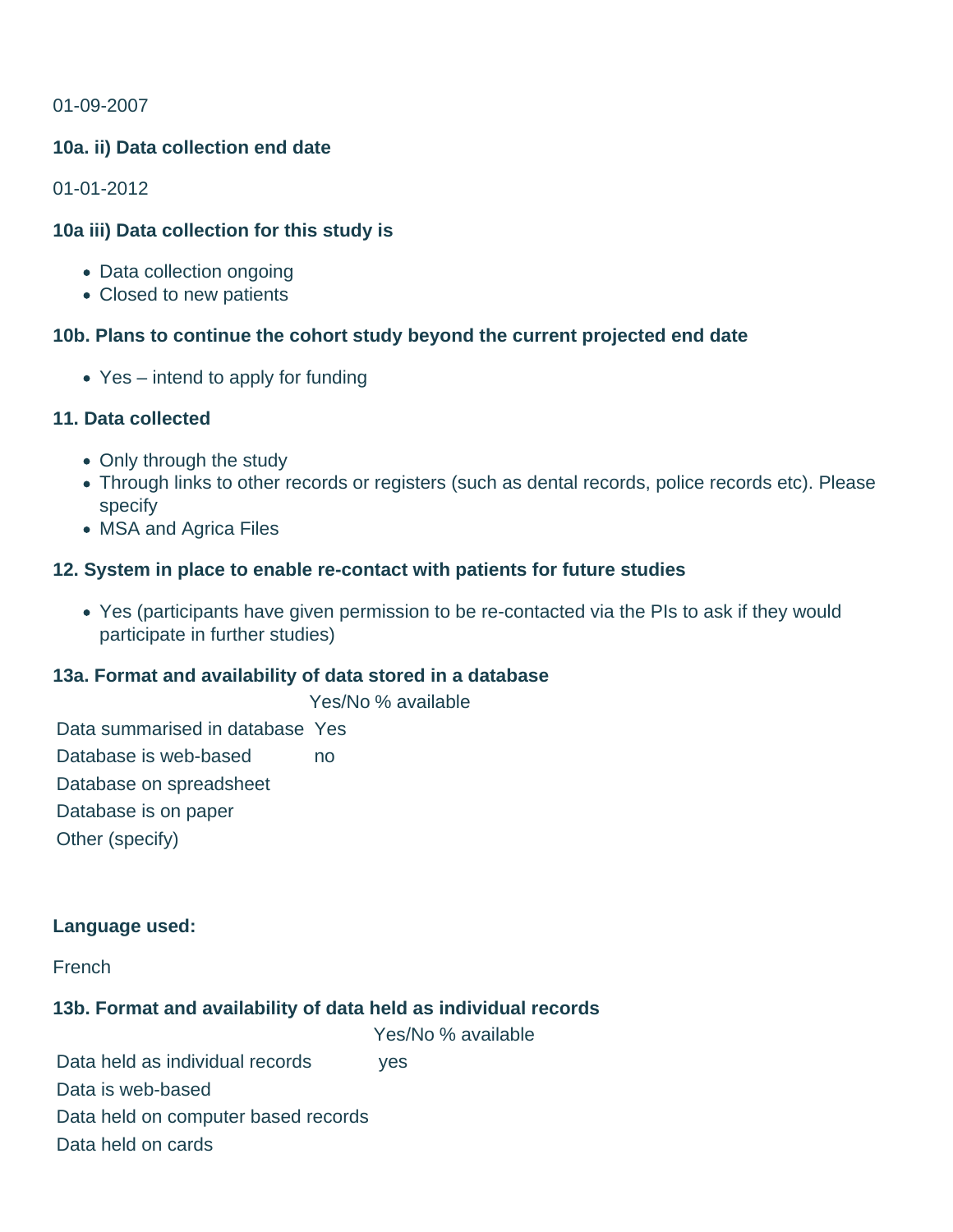01-09-2007

**10a. ii) Data collection end date**

01-01-2012

**10a iii) Data collection for this study is**

- Data collection ongoing
- Closed to new patients

**10b. Plans to continue the cohort study beyond the current projected end date**

- Yes – intend to apply for funding

**11. Data collected**

- Only through the study
- Through links to other records or registers (such as dental records, police records etc). Please specify
- MSA and Agrica Files

**12. System in place to enable re-contact with patients for future studies**

- Yes (participants have given permission to be re-contacted via the PIs to ask if they would participate in further studies)

**13a. Format and availability of data stored in a database**

| | Yes/No | % available |
|---|---|---|
| Data summarised in database | Yes | |
| Database is web-based | no | |
| Database on spreadsheet | | |
| Database is on paper | | |
| Other (specify) | | |

**Language used:**

French

**13b. Format and availability of data held as individual records**

| | Yes/No | % available |
|---|---|---|
| Data held as individual records | yes | |
| Data is web-based | | |
| Data held on computer based records | | |
| Data held on cards | | |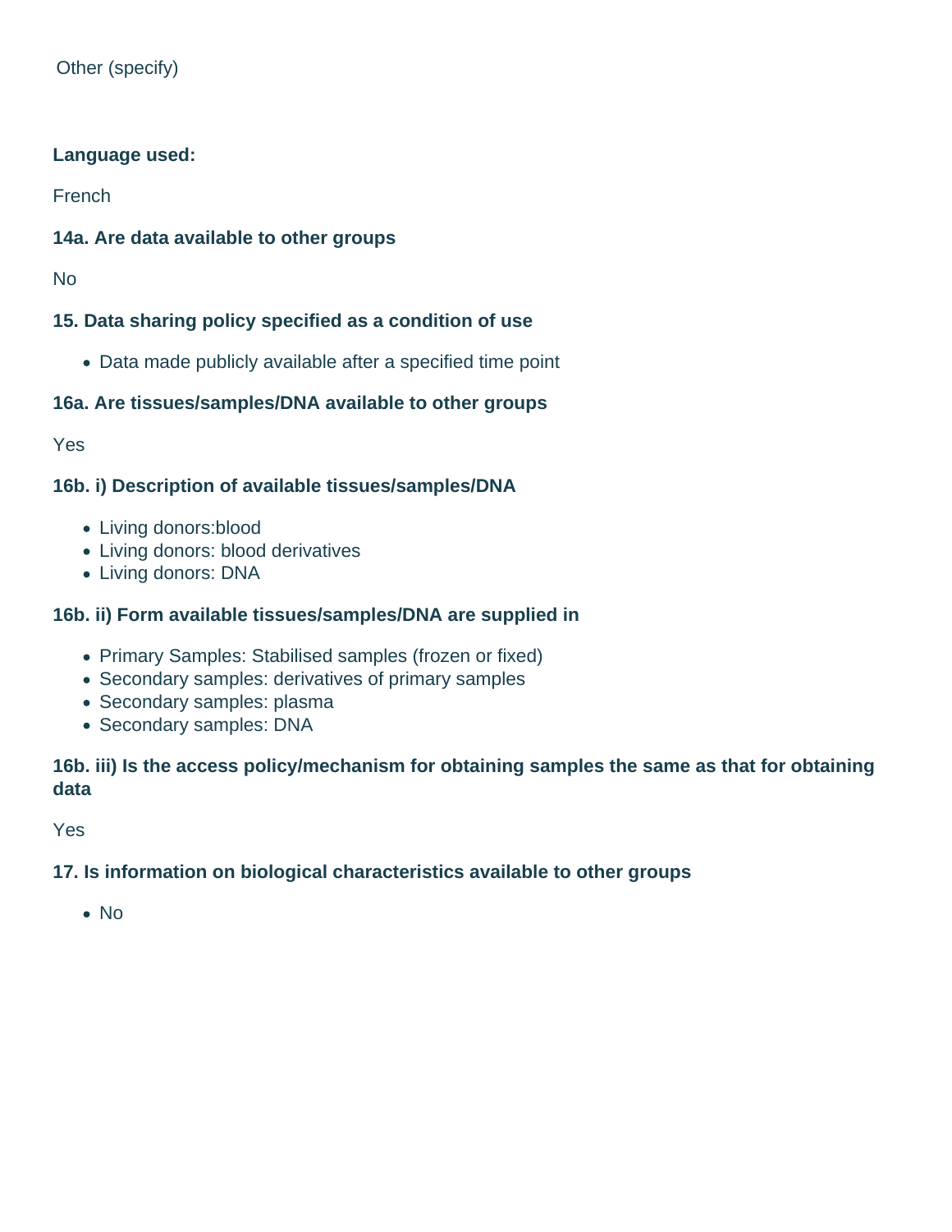Other (specify)

**Language used:**

French

**14a. Are data available to other groups**

No

**15. Data sharing policy specified as a condition of use**

- Data made publicly available after a specified time point

**16a. Are tissues/samples/DNA available to other groups**

Yes

**16b. i) Description of available tissues/samples/DNA**

- Living donors:blood
- Living donors: blood derivatives
- Living donors: DNA

**16b. ii) Form available tissues/samples/DNA are supplied in**

- Primary Samples: Stabilised samples (frozen or fixed)
- Secondary samples: derivatives of primary samples
- Secondary samples: plasma
- Secondary samples: DNA

**16b. iii) Is the access policy/mechanism for obtaining samples the same as that for obtaining data**

Yes

**17. Is information on biological characteristics available to other groups**

- No